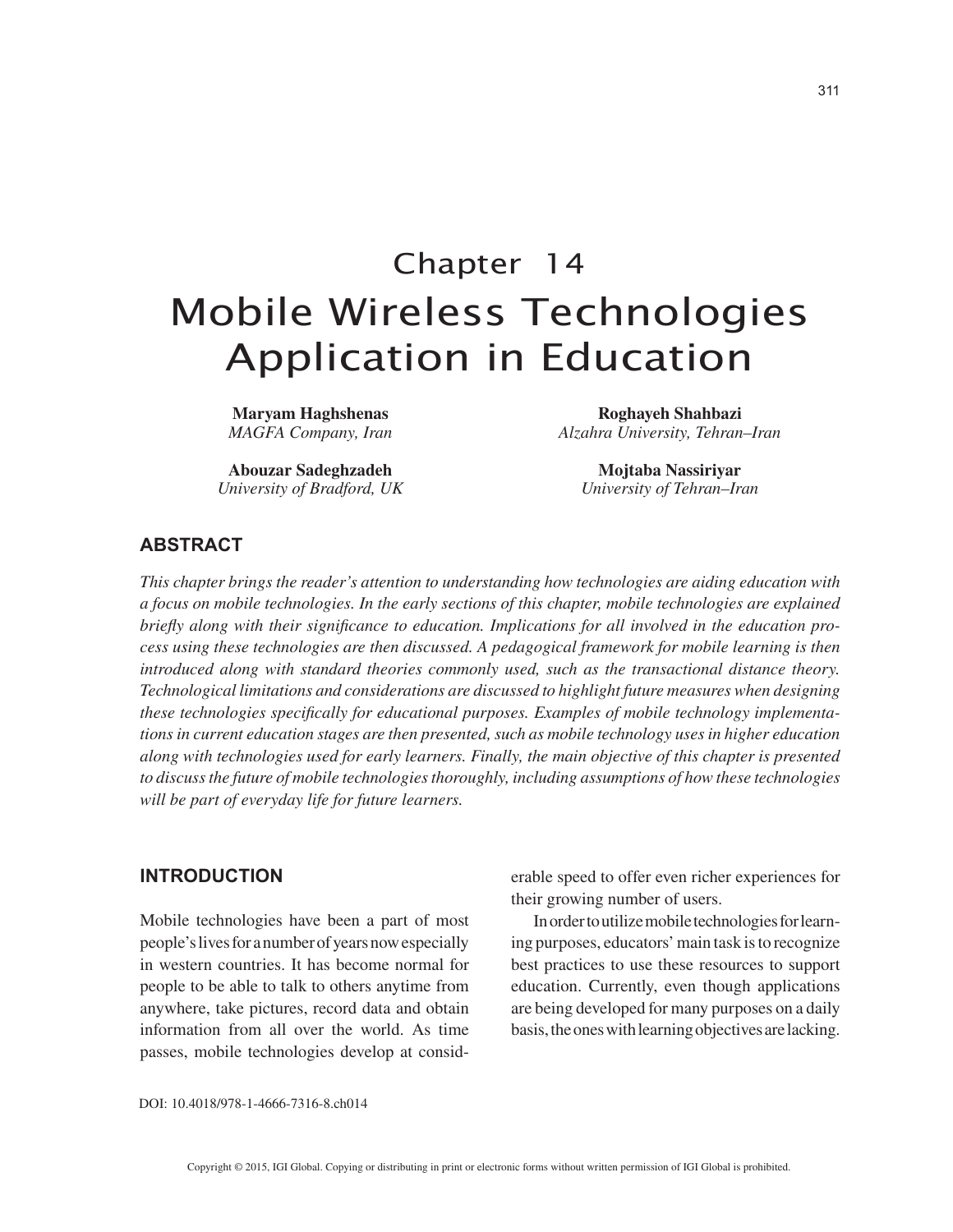# Chapter 14
# Mobile Wireless Technologies Application in Education

**Maryam Haghshenas**
*MAGFA Company, Iran*

**Roghayeh Shahbazi**
*Alzahra University, Tehran–Iran*

**Abouzar Sadeghzadeh**
*University of Bradford, UK*

**Mojtaba Nassiriyar**
*University of Tehran–Iran*

## ABSTRACT

*This chapter brings the reader's attention to understanding how technologies are aiding education with a focus on mobile technologies. In the early sections of this chapter, mobile technologies are explained briefly along with their significance to education. Implications for all involved in the education process using these technologies are then discussed. A pedagogical framework for mobile learning is then introduced along with standard theories commonly used, such as the transactional distance theory. Technological limitations and considerations are discussed to highlight future measures when designing these technologies specifically for educational purposes. Examples of mobile technology implementations in current education stages are then presented, such as mobile technology uses in higher education along with technologies used for early learners. Finally, the main objective of this chapter is presented to discuss the future of mobile technologies thoroughly, including assumptions of how these technologies will be part of everyday life for future learners.*

## INTRODUCTION

Mobile technologies have been a part of most people's lives for a number of years now especially in western countries. It has become normal for people to be able to talk to others anytime from anywhere, take pictures, record data and obtain information from all over the world. As time passes, mobile technologies develop at considerable speed to offer even richer experiences for their growing number of users.

In order to utilize mobile technologies for learning purposes, educators' main task is to recognize best practices to use these resources to support education. Currently, even though applications are being developed for many purposes on a daily basis, the ones with learning objectives are lacking.

DOI: 10.4018/978-1-4666-7316-8.ch014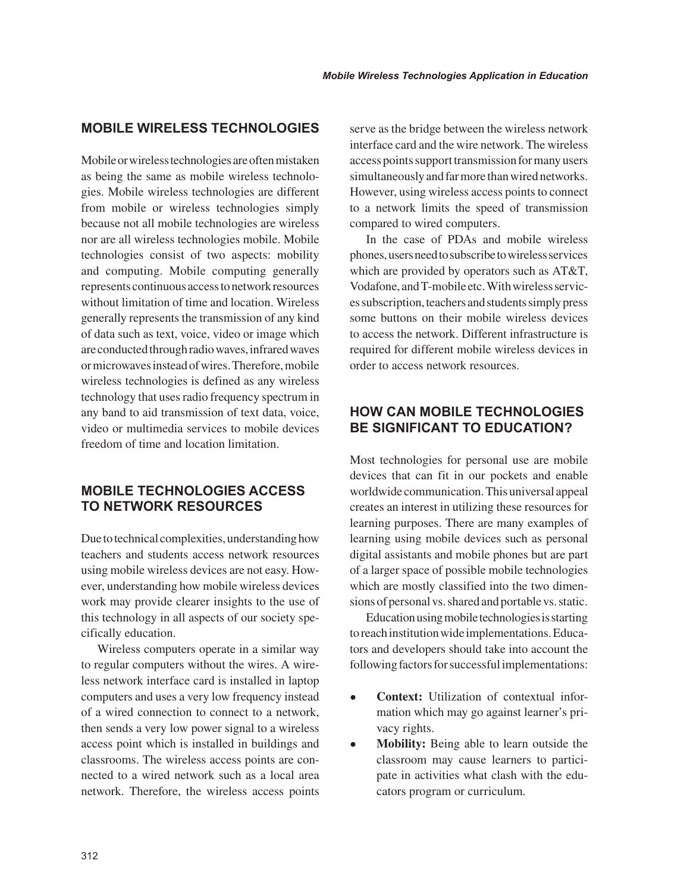## MOBILE WIRELESS TECHNOLOGIES

Mobile or wireless technologies are often mistaken as being the same as mobile wireless technologies. Mobile wireless technologies are different from mobile or wireless technologies simply because not all mobile technologies are wireless nor are all wireless technologies mobile. Mobile technologies consist of two aspects: mobility and computing. Mobile computing generally represents continuous access to network resources without limitation of time and location. Wireless generally represents the transmission of any kind of data such as text, voice, video or image which are conducted through radio waves, infrared waves or microwaves instead of wires. Therefore, mobile wireless technologies is defined as any wireless technology that uses radio frequency spectrum in any band to aid transmission of text data, voice, video or multimedia services to mobile devices freedom of time and location limitation.

## MOBILE TECHNOLOGIES ACCESS TO NETWORK RESOURCES

Due to technical complexities, understanding how teachers and students access network resources using mobile wireless devices are not easy. However, understanding how mobile wireless devices work may provide clearer insights to the use of this technology in all aspects of our society specifically education.

Wireless computers operate in a similar way to regular computers without the wires. A wireless network interface card is installed in laptop computers and uses a very low frequency instead of a wired connection to connect to a network, then sends a very low power signal to a wireless access point which is installed in buildings and classrooms. The wireless access points are connected to a wired network such as a local area network. Therefore, the wireless access points serve as the bridge between the wireless network interface card and the wire network. The wireless access points support transmission for many users simultaneously and far more than wired networks. However, using wireless access points to connect to a network limits the speed of transmission compared to wired computers.

In the case of PDAs and mobile wireless phones, users need to subscribe to wireless services which are provided by operators such as AT&T, Vodafone, and T-mobile etc. With wireless services subscription, teachers and students simply press some buttons on their mobile wireless devices to access the network. Different infrastructure is required for different mobile wireless devices in order to access network resources.

## HOW CAN MOBILE TECHNOLOGIES BE SIGNIFICANT TO EDUCATION?

Most technologies for personal use are mobile devices that can fit in our pockets and enable worldwide communication. This universal appeal creates an interest in utilizing these resources for learning purposes. There are many examples of learning using mobile devices such as personal digital assistants and mobile phones but are part of a larger space of possible mobile technologies which are mostly classified into the two dimensions of personal vs. shared and portable vs. static.

Education using mobile technologies is starting to reach institution wide implementations. Educators and developers should take into account the following factors for successful implementations:

- **Context:** Utilization of contextual information which may go against learner's privacy rights.
- **Mobility:** Being able to learn outside the classroom may cause learners to participate in activities what clash with the educators program or curriculum.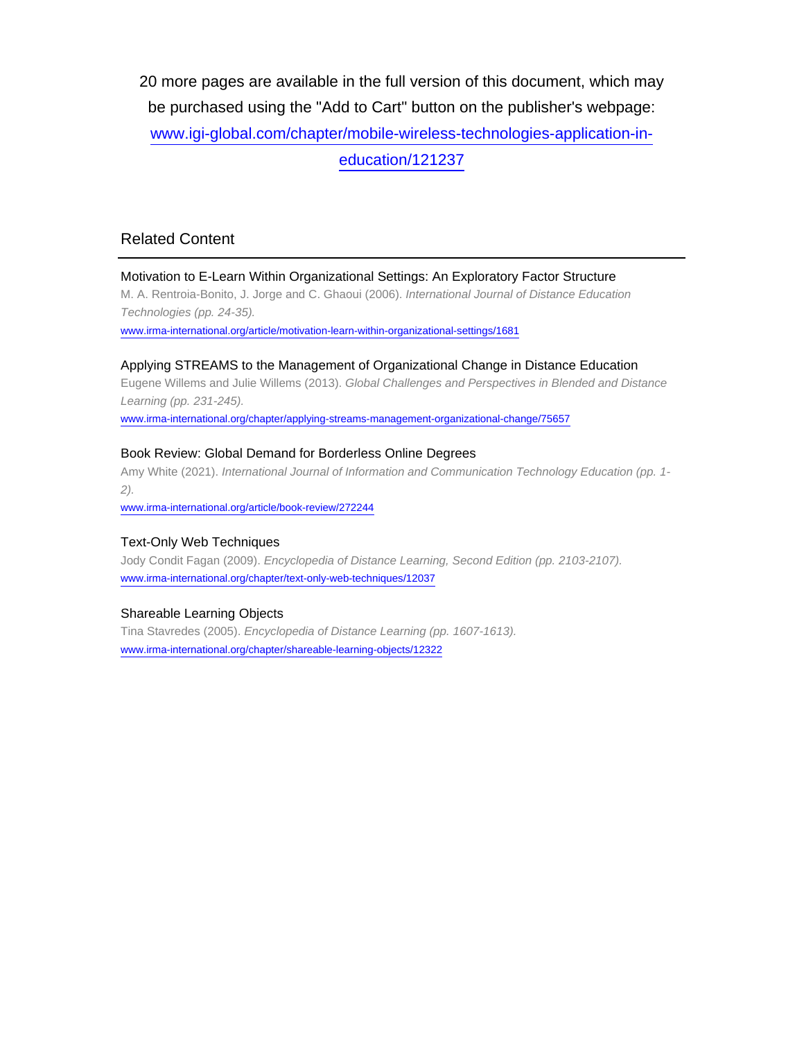20 more pages are available in the full version of this document, which may be purchased using the "Add to Cart" button on the publisher's webpage: www.igi-global.com/chapter/mobile-wireless-technologies-application-in-education/121237

## Related Content

Motivation to E-Learn Within Organizational Settings: An Exploratory Factor Structure
M. A. Rentroia-Bonito, J. Jorge and C. Ghaoui (2006). *International Journal of Distance Education Technologies (pp. 24-35).*
www.irma-international.org/article/motivation-learn-within-organizational-settings/1681

Applying STREAMS to the Management of Organizational Change in Distance Education
Eugene Willems and Julie Willems (2013). *Global Challenges and Perspectives in Blended and Distance Learning (pp. 231-245).*
www.irma-international.org/chapter/applying-streams-management-organizational-change/75657

Book Review: Global Demand for Borderless Online Degrees
Amy White (2021). *International Journal of Information and Communication Technology Education (pp. 1-2).*
www.irma-international.org/article/book-review/272244

Text-Only Web Techniques
Jody Condit Fagan (2009). *Encyclopedia of Distance Learning, Second Edition (pp. 2103-2107).*
www.irma-international.org/chapter/text-only-web-techniques/12037

Shareable Learning Objects
Tina Stavredes (2005). *Encyclopedia of Distance Learning (pp. 1607-1613).*
www.irma-international.org/chapter/shareable-learning-objects/12322